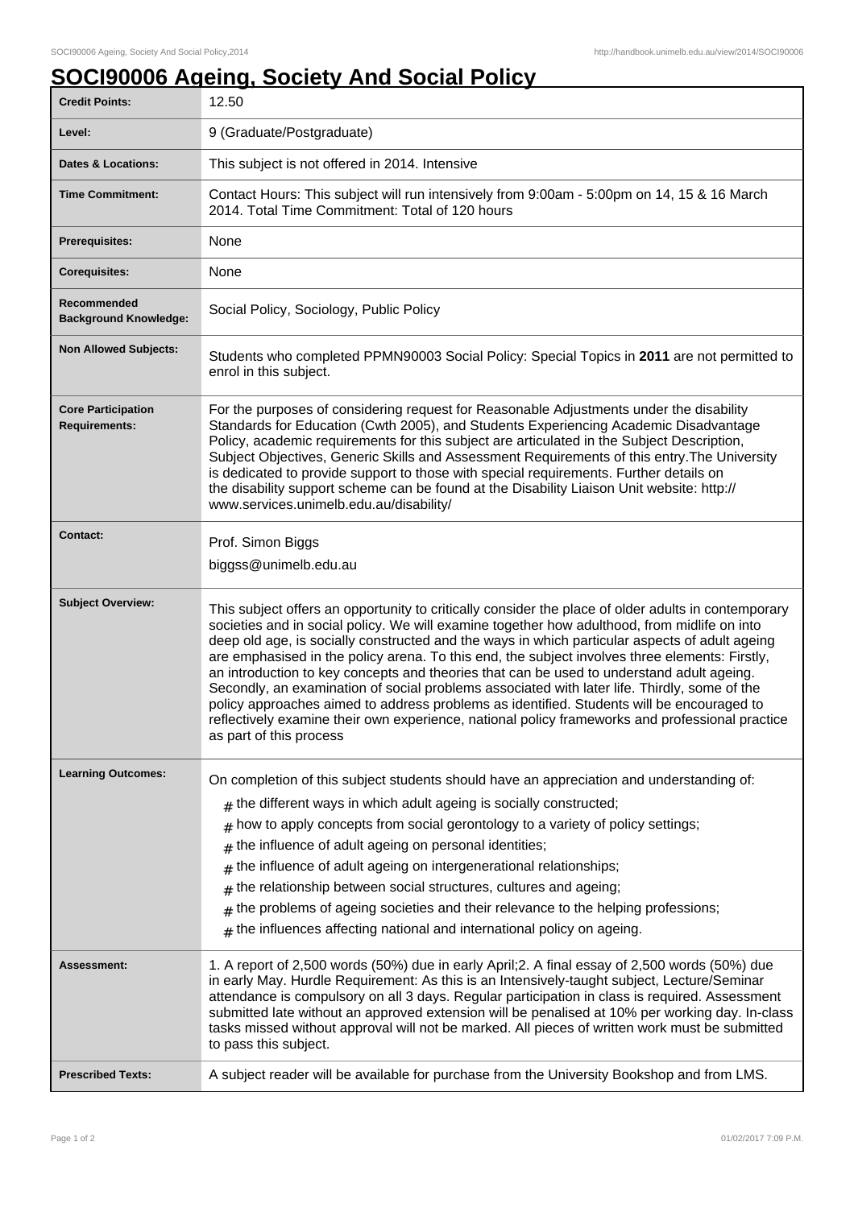# SOCI90006 Ageing, Society And Social Policy

| | |
|---|---|
| **Credit Points:** | 12.50 |
| **Level:** | 9 (Graduate/Postgraduate) |
| **Dates & Locations:** | This subject is not offered in 2014. Intensive |
| **Time Commitment:** | Contact Hours: This subject will run intensively from 9:00am - 5:00pm on 14, 15 & 16 March 2014. Total Time Commitment: Total of 120 hours |
| **Prerequisites:** | None |
| **Corequisites:** | None |
| **Recommended Background Knowledge:** | Social Policy, Sociology, Public Policy |
| **Non Allowed Subjects:** | Students who completed PPMN90003 Social Policy: Special Topics in **2011** are not permitted to enrol in this subject. |
| **Core Participation Requirements:** | For the purposes of considering request for Reasonable Adjustments under the disability Standards for Education (Cwth 2005), and Students Experiencing Academic Disadvantage Policy, academic requirements for this subject are articulated in the Subject Description, Subject Objectives, Generic Skills and Assessment Requirements of this entry.The University is dedicated to provide support to those with special requirements. Further details on the disability support scheme can be found at the Disability Liaison Unit website: http://www.services.unimelb.edu.au/disability/ |
| **Contact:** | Prof. Simon Biggs<br>biggss@unimelb.edu.au |
| **Subject Overview:** | This subject offers an opportunity to critically consider the place of older adults in contemporary societies and in social policy. We will examine together how adulthood, from midlife on into deep old age, is socially constructed and the ways in which particular aspects of adult ageing are emphasised in the policy arena. To this end, the subject involves three elements: Firstly, an introduction to key concepts and theories that can be used to understand adult ageing. Secondly, an examination of social problems associated with later life. Thirdly, some of the policy approaches aimed to address problems as identified. Students will be encouraged to reflectively examine their own experience, national policy frameworks and professional practice as part of this process |
| **Learning Outcomes:** | On completion of this subject students should have an appreciation and understanding of:<br># the different ways in which adult ageing is socially constructed;<br># how to apply concepts from social gerontology to a variety of policy settings;<br># the influence of adult ageing on personal identities;<br># the influence of adult ageing on intergenerational relationships;<br># the relationship between social structures, cultures and ageing;<br># the problems of ageing societies and their relevance to the helping professions;<br># the influences affecting national and international policy on ageing. |
| **Assessment:** | 1. A report of 2,500 words (50%) due in early April;2. A final essay of 2,500 words (50%) due in early May. Hurdle Requirement: As this is an Intensively-taught subject, Lecture/Seminar attendance is compulsory on all 3 days. Regular participation in class is required. Assessment submitted late without an approved extension will be penalised at 10% per working day. In-class tasks missed without approval will not be marked. All pieces of written work must be submitted to pass this subject. |
| **Prescribed Texts:** | A subject reader will be available for purchase from the University Bookshop and from LMS. |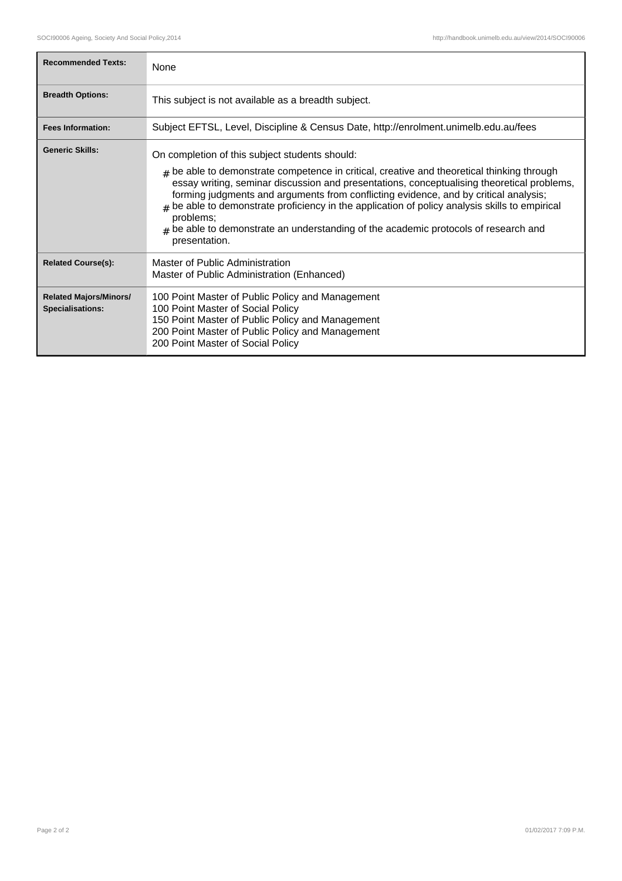| | |
|---|---|
| **Recommended Texts:** | None |
| **Breadth Options:** | This subject is not available as a breadth subject. |
| **Fees Information:** | Subject EFTSL, Level, Discipline & Census Date, http://enrolment.unimelb.edu.au/fees |
| **Generic Skills:** | On completion of this subject students should:<br># be able to demonstrate competence in critical, creative and theoretical thinking through essay writing, seminar discussion and presentations, conceptualising theoretical problems, forming judgments and arguments from conflicting evidence, and by critical analysis;<br># be able to demonstrate proficiency in the application of policy analysis skills to empirical problems;<br># be able to demonstrate an understanding of the academic protocols of research and presentation. |
| **Related Course(s):** | Master of Public Administration<br>Master of Public Administration (Enhanced) |
| **Related Majors/Minors/ Specialisations:** | 100 Point Master of Public Policy and Management<br>100 Point Master of Social Policy<br>150 Point Master of Public Policy and Management<br>200 Point Master of Public Policy and Management<br>200 Point Master of Social Policy |